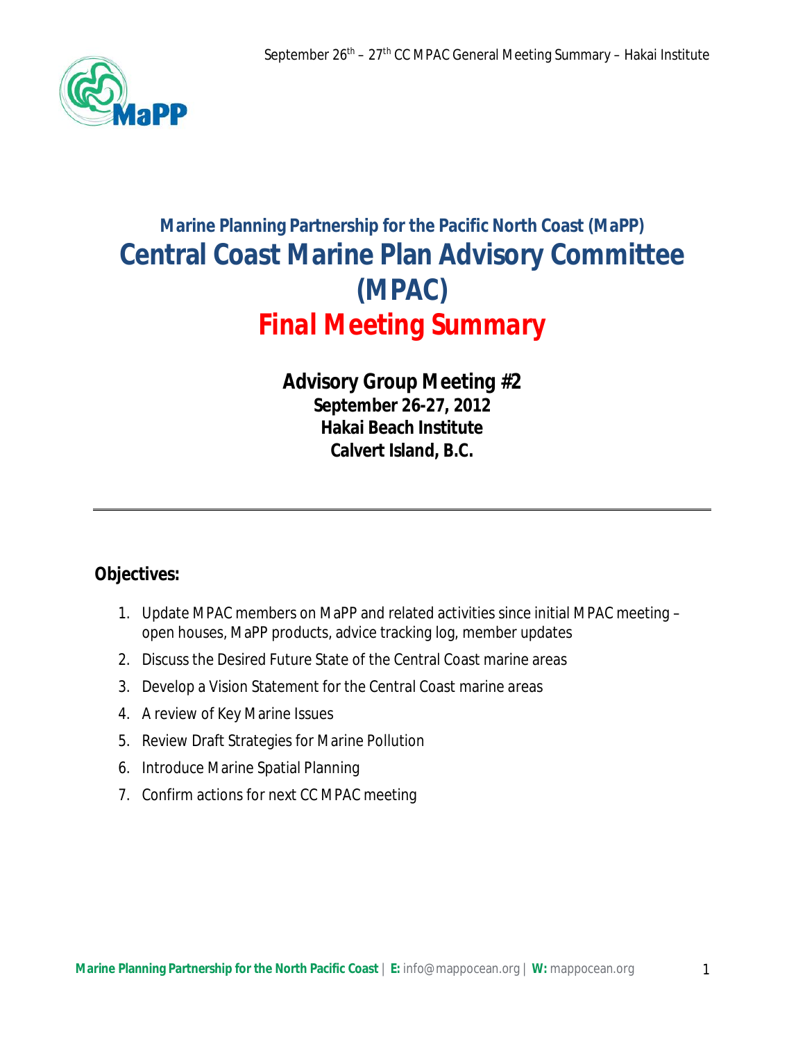## Marine Planning Partnership for the Pacific North Coast (MaPP)

# Central Coast Marine Plan Advisory Committee (MPAC)

# *Final Meeting Summary*

**Advisory Group Meeting #2**
**September 26-27, 2012**
**Hakai Beach Institute**
**Calvert Island, B.C.**

---

### Objectives:

1. Update MPAC members on MaPP and related activities since initial MPAC meeting – open houses, MaPP products, advice tracking log, member updates
2. Discuss the Desired Future State of the Central Coast marine areas
3. Develop a Vision Statement for the Central Coast marine areas
4. A review of Key Marine Issues
5. Review Draft Strategies for Marine Pollution
6. Introduce Marine Spatial Planning
7. Confirm actions for next CC MPAC meeting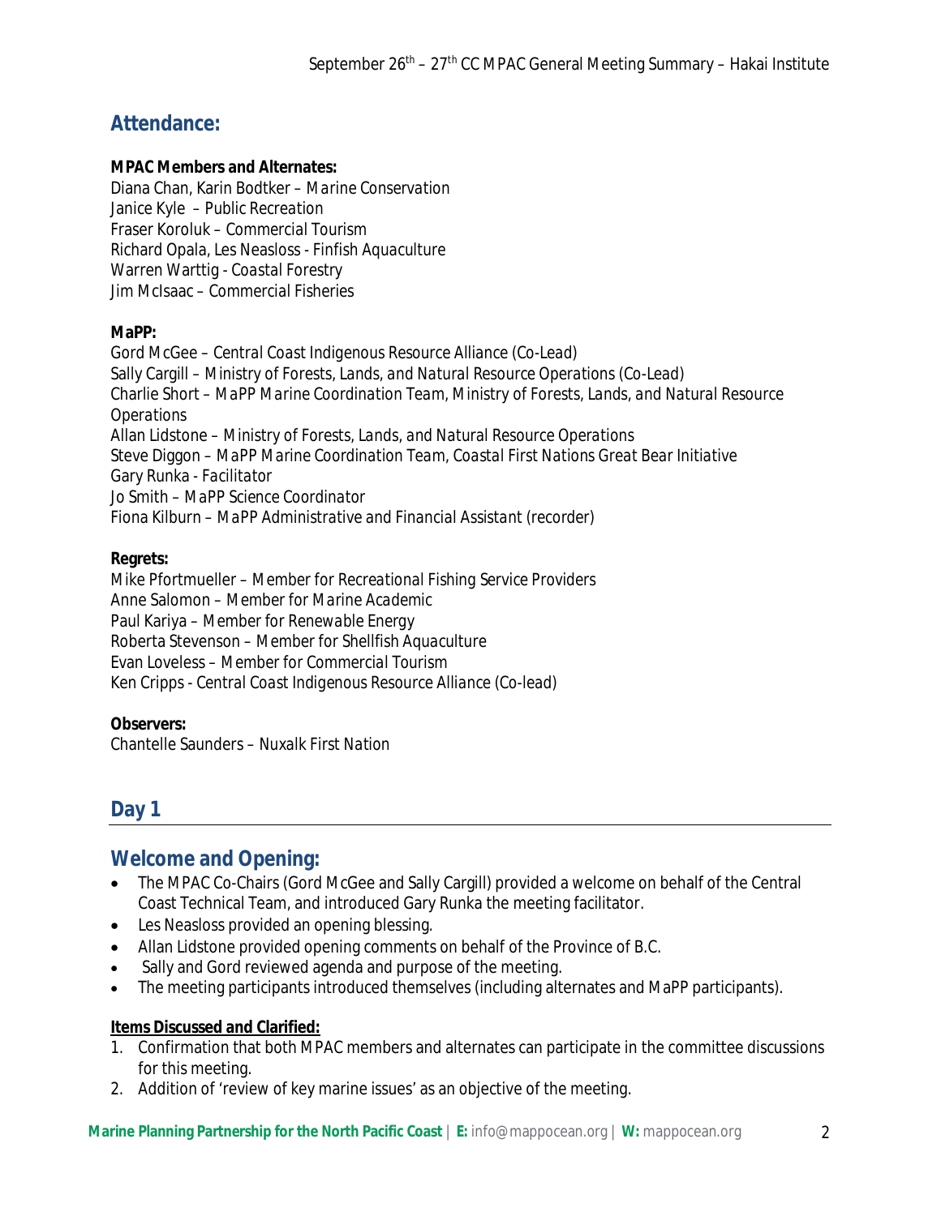## Attendance:

**MPAC Members and Alternates:**
Diana Chan, Karin Bodtker – *Marine Conservation*
Janice Kyle – *Public Recreation*
Fraser Koroluk – *Commercial Tourism*
Richard Opala, Les Neasloss - *Finfish Aquaculture*
Warren Warttig - *Coastal Forestry*
Jim McIsaac – *Commercial Fisheries*

**MaPP:**
Gord McGee – *Central Coast Indigenous Resource Alliance (Co-Lead)*
Sally Cargill – *Ministry of Forests, Lands, and Natural Resource Operations (Co-Lead)*
Charlie Short – *MaPP Marine Coordination Team, Ministry of Forests, Lands, and Natural Resource Operations*
Allan Lidstone – *Ministry of Forests, Lands, and Natural Resource Operations*
Steve Diggon – *MaPP Marine Coordination Team, Coastal First Nations Great Bear Initiative*
Gary Runka - *Facilitator*
Jo Smith – *MaPP Science Coordinator*
Fiona Kilburn – *MaPP Administrative and Financial Assistant* (recorder)

**Regrets:**
Mike Pfortmueller – *Member for Recreational Fishing Service Providers*
Anne Salomon – *Member for Marine Academic*
Paul Kariya – *Member for Renewable Energy*
Roberta Stevenson – *Member for Shellfish Aquaculture*
Evan Loveless – *Member for Commercial Tourism*
Ken Cripps - *Central Coast Indigenous Resource Alliance (Co-lead)*

**Observers:**
Chantelle Saunders – Nuxalk First Nation

## Day 1

## Welcome and Opening:

- The MPAC Co-Chairs (Gord McGee and Sally Cargill) provided a welcome on behalf of the Central Coast Technical Team, and introduced Gary Runka the meeting facilitator.
- Les Neasloss provided an opening blessing.
- Allan Lidstone provided opening comments on behalf of the Province of B.C.
- Sally and Gord reviewed agenda and purpose of the meeting.
- The meeting participants introduced themselves (including alternates and MaPP participants).

**Items Discussed and Clarified:**

1. Confirmation that both MPAC members and alternates can participate in the committee discussions for this meeting.
2. Addition of 'review of key marine issues' as an objective of the meeting.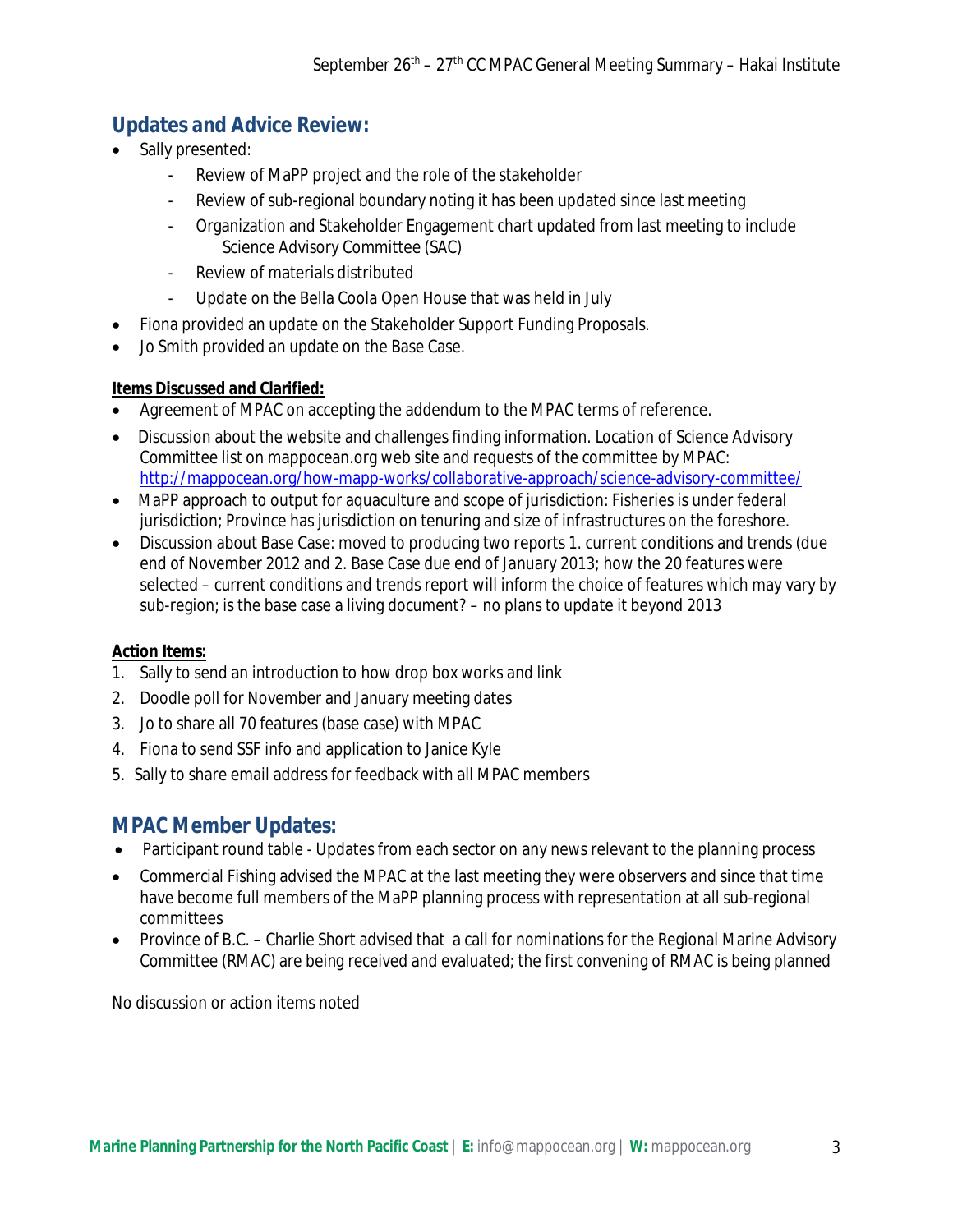## Updates and Advice Review:

- Sally presented:
  - Review of MaPP project and the role of the stakeholder
  - Review of sub-regional boundary noting it has been updated since last meeting
  - Organization and Stakeholder Engagement chart updated from last meeting to include Science Advisory Committee (SAC)
  - Review of materials distributed
  - Update on the Bella Coola Open House that was held in July
- Fiona provided an update on the Stakeholder Support Funding Proposals.
- Jo Smith provided an update on the Base Case.

**Items Discussed and Clarified:**

- Agreement of MPAC on accepting the addendum to the MPAC terms of reference.
- Discussion about the website and challenges finding information. Location of Science Advisory Committee list on mappocean.org web site and requests of the committee by MPAC: http://mappocean.org/how-mapp-works/collaborative-approach/science-advisory-committee/
- MaPP approach to output for aquaculture and scope of jurisdiction: Fisheries is under federal jurisdiction; Province has jurisdiction on tenuring and size of infrastructures on the foreshore.
- Discussion about Base Case: moved to producing two reports 1. current conditions and trends (due end of November 2012 and 2. Base Case due end of January 2013; how the 20 features were selected – current conditions and trends report will inform the choice of features which may vary by sub-region; is the base case a living document? – no plans to update it beyond 2013

**Action Items:**

1. Sally to send an introduction to how drop box works and link
2. Doodle poll for November and January meeting dates
3. Jo to share all 70 features (base case) with MPAC
4. Fiona to send SSF info and application to Janice Kyle
5. Sally to share email address for feedback with all MPAC members

## MPAC Member Updates:

- Participant round table - Updates from each sector on any news relevant to the planning process
- Commercial Fishing advised the MPAC at the last meeting they were observers and since that time have become full members of the MaPP planning process with representation at all sub-regional committees
- Province of B.C. – Charlie Short advised that a call for nominations for the Regional Marine Advisory Committee (RMAC) are being received and evaluated; the first convening of RMAC is being planned

No discussion or action items noted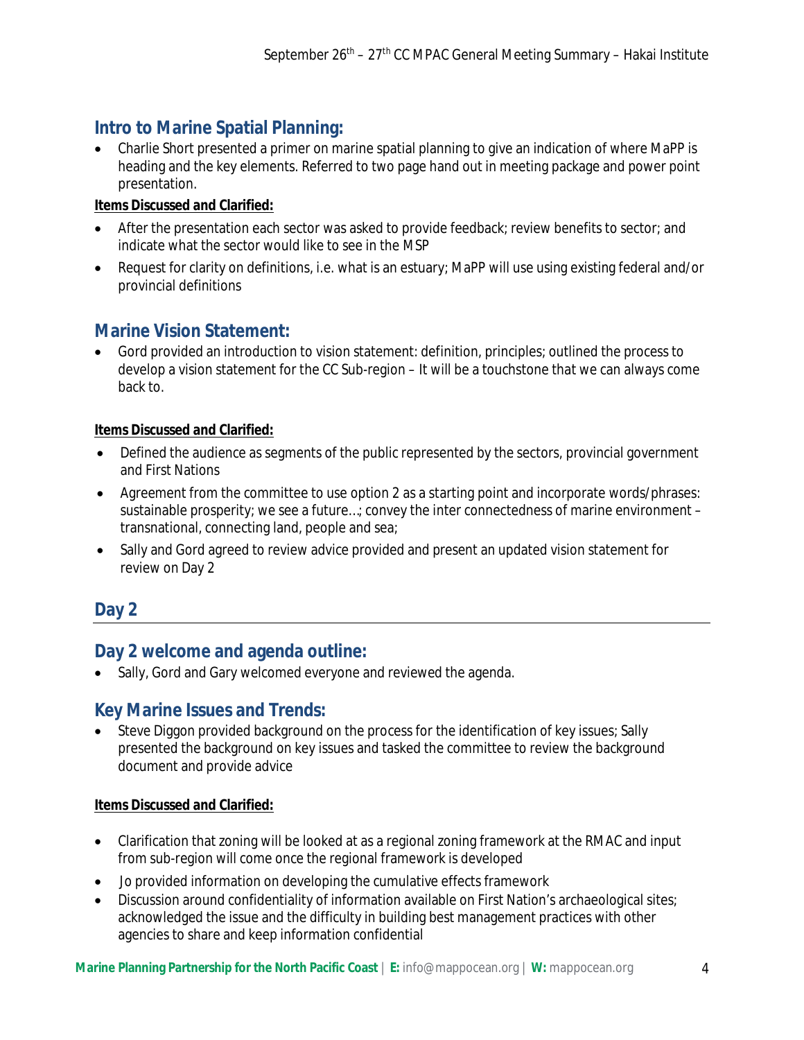## Intro to Marine Spatial Planning:

- Charlie Short presented a primer on marine spatial planning to give an indication of where MaPP is heading and the key elements. Referred to two page hand out in meeting package and power point presentation.

**Items Discussed and Clarified:**

- After the presentation each sector was asked to provide feedback; review benefits to sector; and indicate what the sector would like to see in the MSP
- Request for clarity on definitions, i.e. what is an estuary; MaPP will use using existing federal and/or provincial definitions

## Marine Vision Statement:

- Gord provided an introduction to vision statement: definition, principles; outlined the process to develop a vision statement for the CC Sub-region – It will be a touchstone that we can always come back to.

**Items Discussed and Clarified:**

- Defined the audience as segments of the public represented by the sectors, provincial government and First Nations
- Agreement from the committee to use option 2 as a starting point and incorporate words/phrases: sustainable prosperity; we see a future…; convey the inter connectedness of marine environment – transnational, connecting land, people and sea;
- Sally and Gord agreed to review advice provided and present an updated vision statement for review on Day 2

# Day 2

## Day 2 welcome and agenda outline:

- Sally, Gord and Gary welcomed everyone and reviewed the agenda.

## Key Marine Issues and Trends:

- Steve Diggon provided background on the process for the identification of key issues; Sally presented the background on key issues and tasked the committee to review the background document and provide advice

**Items Discussed and Clarified:**

- Clarification that zoning will be looked at as a regional zoning framework at the RMAC and input from sub-region will come once the regional framework is developed
- Jo provided information on developing the cumulative effects framework
- Discussion around confidentiality of information available on First Nation's archaeological sites; acknowledged the issue and the difficulty in building best management practices with other agencies to share and keep information confidential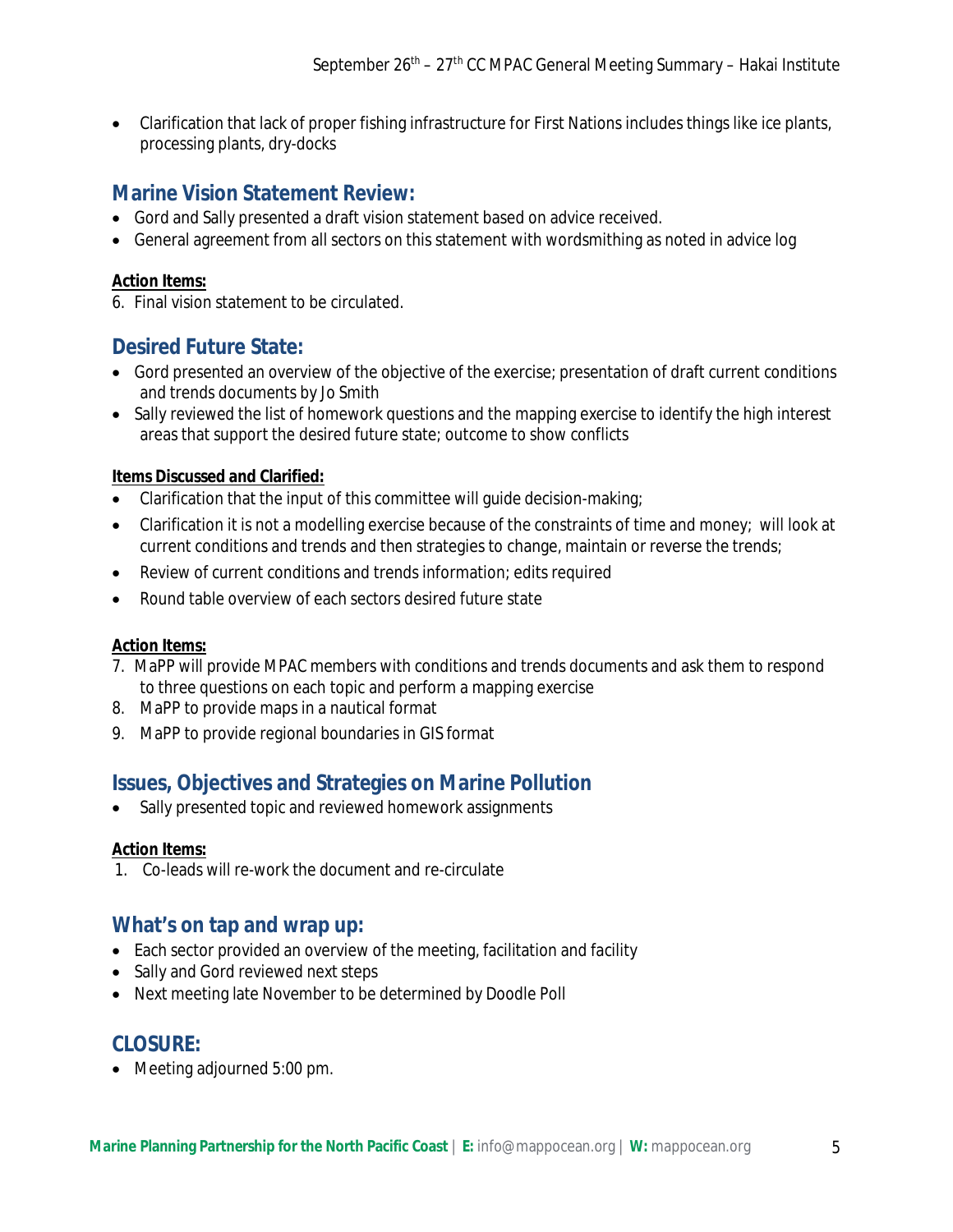- Clarification that lack of proper fishing infrastructure for First Nations includes things like ice plants, processing plants, dry-docks

## Marine Vision Statement Review:

- Gord and Sally presented a draft vision statement based on advice received.
- General agreement from all sectors on this statement with wordsmithing as noted in advice log

**Action Items:**

6. Final vision statement to be circulated.

## Desired Future State:

- Gord presented an overview of the objective of the exercise; presentation of draft current conditions and trends documents by Jo Smith
- Sally reviewed the list of homework questions and the mapping exercise to identify the high interest areas that support the desired future state; outcome to show conflicts

**Items Discussed and Clarified:**

- Clarification that the input of this committee will guide decision-making;
- Clarification it is not a modelling exercise because of the constraints of time and money; will look at current conditions and trends and then strategies to change, maintain or reverse the trends;
- Review of current conditions and trends information; edits required
- Round table overview of each sectors desired future state

**Action Items:**

7. MaPP will provide MPAC members with conditions and trends documents and ask them to respond to three questions on each topic and perform a mapping exercise
8. MaPP to provide maps in a nautical format
9. MaPP to provide regional boundaries in GIS format

## Issues, Objectives and Strategies on Marine Pollution

- Sally presented topic and reviewed homework assignments

**Action Items:**

1. Co-leads will re-work the document and re-circulate

## What's on tap and wrap up:

- Each sector provided an overview of the meeting, facilitation and facility
- Sally and Gord reviewed next steps
- Next meeting late November to be determined by Doodle Poll

## CLOSURE:

- Meeting adjourned 5:00 pm.